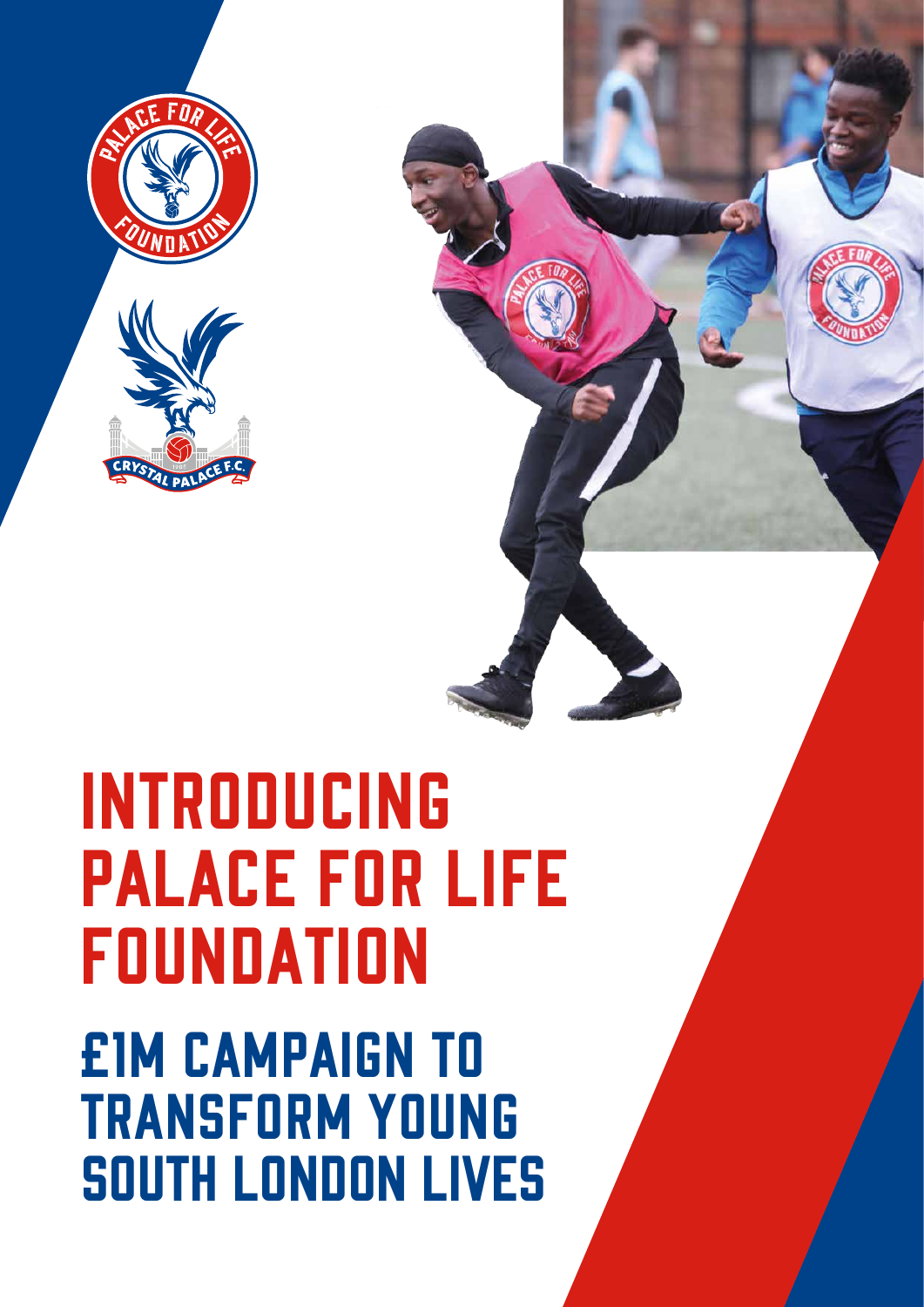# INTRODUCING PALACE FOR LIFE FOUNDATION

## £1M CAMPAIGN TO TRANSFORM YOUNG SOUTH LONDON LIVES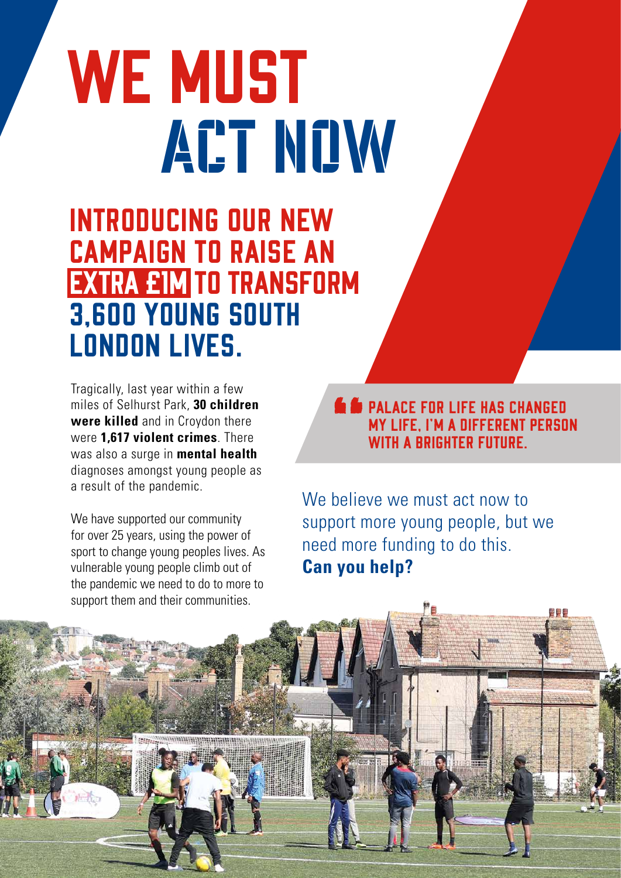# WE MUST ACT NOW

## INTRODUCING OUR NEW CAMPAIGN TO RAISE AN EXTRA £1M TO TRANSFORM 3,600 YOUNG SOUTH LONDON LIVES.

Tragically, last year within a few miles of Selhurst Park, **30 children were killed** and in Croydon there were **1,617 violent crimes**. There was also a surge in **mental health** diagnoses amongst young people as a result of the pandemic.

We have supported our community for over 25 years, using the power of sport to change young peoples lives. As vulnerable young people climb out of the pandemic we need to do to more to support them and their communities.

> PALACE FOR LIFE HAS CHANGED MY LIFE, I'M A DIFFERENT PERSON WITH A BRIGHTER FUTURE.

We believe we must act now to support more young people, but we need more funding to do this. **Can you help?**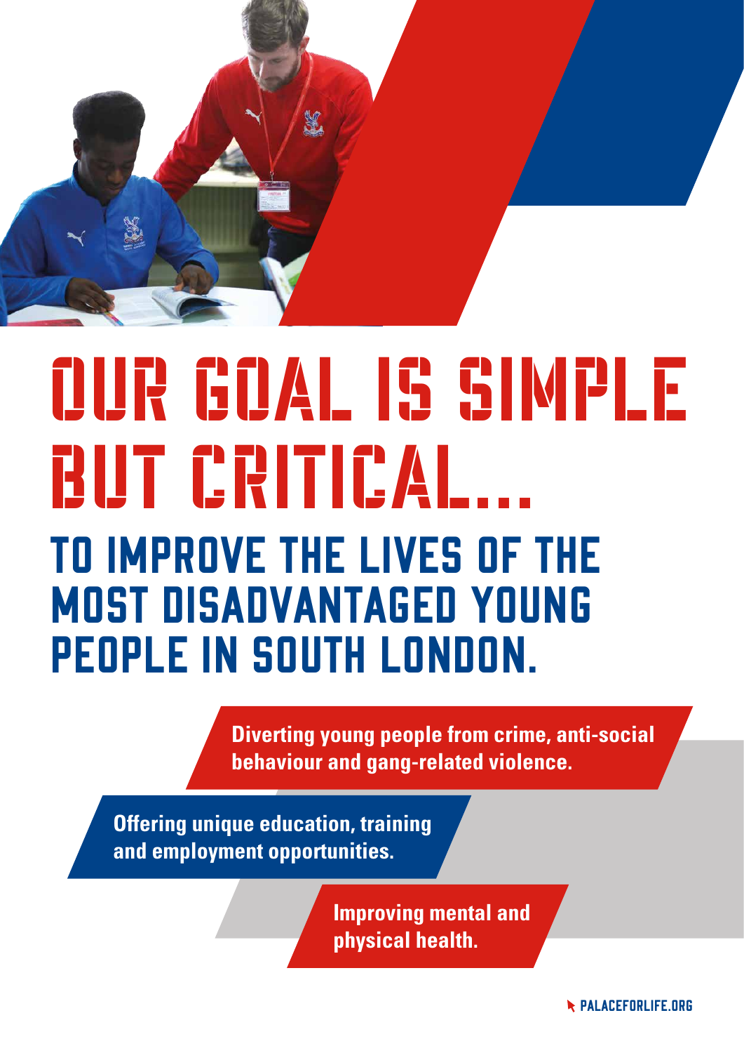# OUR GOAL IS SIMPLE BUT CRITICAL...

## TO IMPROVE THE LIVES OF THE MOST DISADVANTAGED YOUNG PEOPLE IN SOUTH LONDON.

**Diverting young people from crime, anti-social behaviour and gang-related violence.**

**Offering unique education, training and employment opportunities.**

**Improving mental and physical health.**

PALACEFORLIFE.ORG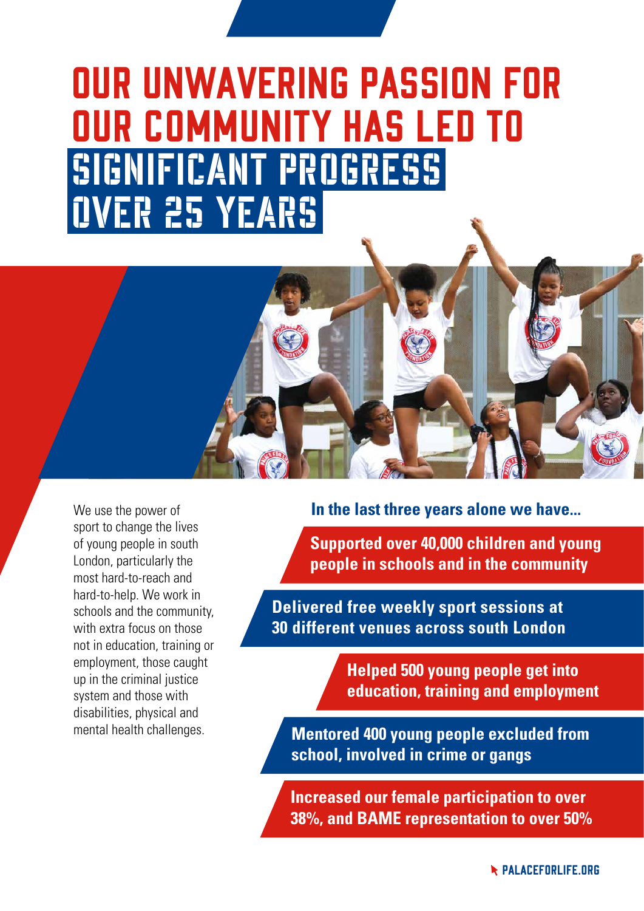# OUR UNWAVERING PASSION FOR OUR COMMUNITY HAS LED TO SIGNIFICANT PROGRESS OVER 25 YEARS

We use the power of sport to change the lives of young people in south London, particularly the most hard-to-reach and hard-to-help. We work in schools and the community, with extra focus on those not in education, training or employment, those caught up in the criminal justice system and those with disabilities, physical and mental health challenges.

**In the last three years alone we have...**

- **Supported over 40,000 children and young people in schools and in the community**
- **Delivered free weekly sport sessions at 30 different venues across south London**
- **Helped 500 young people get into education, training and employment**
- **Mentored 400 young people excluded from school, involved in crime or gangs**
- **Increased our female participation to over 38%, and BAME representation to over 50%**

PALACEFORLIFE.ORG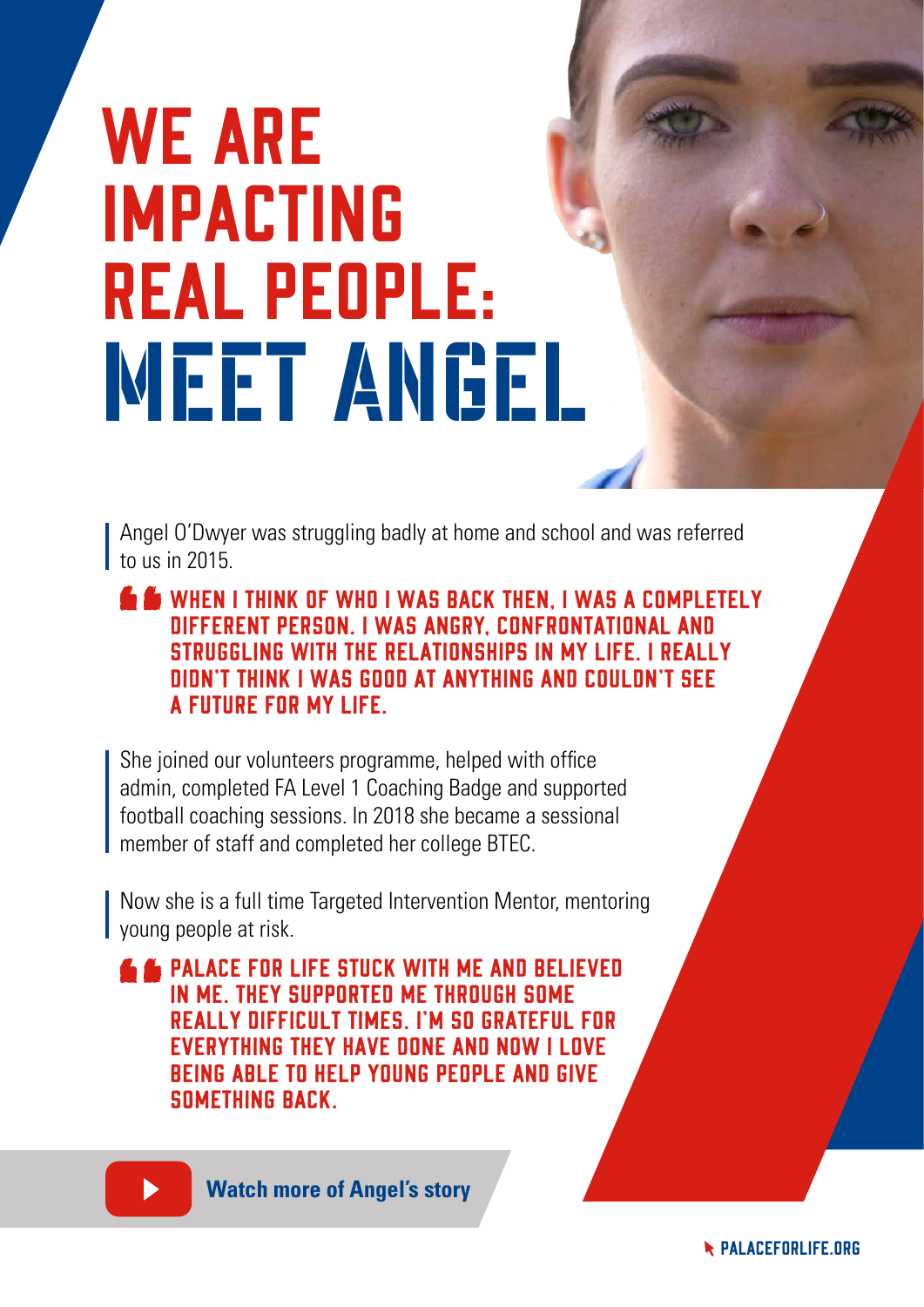# WE ARE IMPACTING REAL PEOPLE: MEET ANGEL

Angel O'Dwyer was struggling badly at home and school and was referred to us in 2015.

> WHEN I THINK OF WHO I WAS BACK THEN, I WAS A COMPLETELY DIFFERENT PERSON. I WAS ANGRY, CONFRONTATIONAL AND STRUGGLING WITH THE RELATIONSHIPS IN MY LIFE. I REALLY DIDN'T THINK I WAS GOOD AT ANYTHING AND COULDN'T SEE A FUTURE FOR MY LIFE.

She joined our volunteers programme, helped with office admin, completed FA Level 1 Coaching Badge and supported football coaching sessions. In 2018 she became a sessional member of staff and completed her college BTEC.

Now she is a full time Targeted Intervention Mentor, mentoring young people at risk.

> PALACE FOR LIFE STUCK WITH ME AND BELIEVED IN ME. THEY SUPPORTED ME THROUGH SOME REALLY DIFFICULT TIMES. I'M SO GRATEFUL FOR EVERYTHING THEY HAVE DONE AND NOW I LOVE BEING ABLE TO HELP YOUNG PEOPLE AND GIVE SOMETHING BACK.

**Watch more of Angel's story**

PALACEFORLIFE.ORG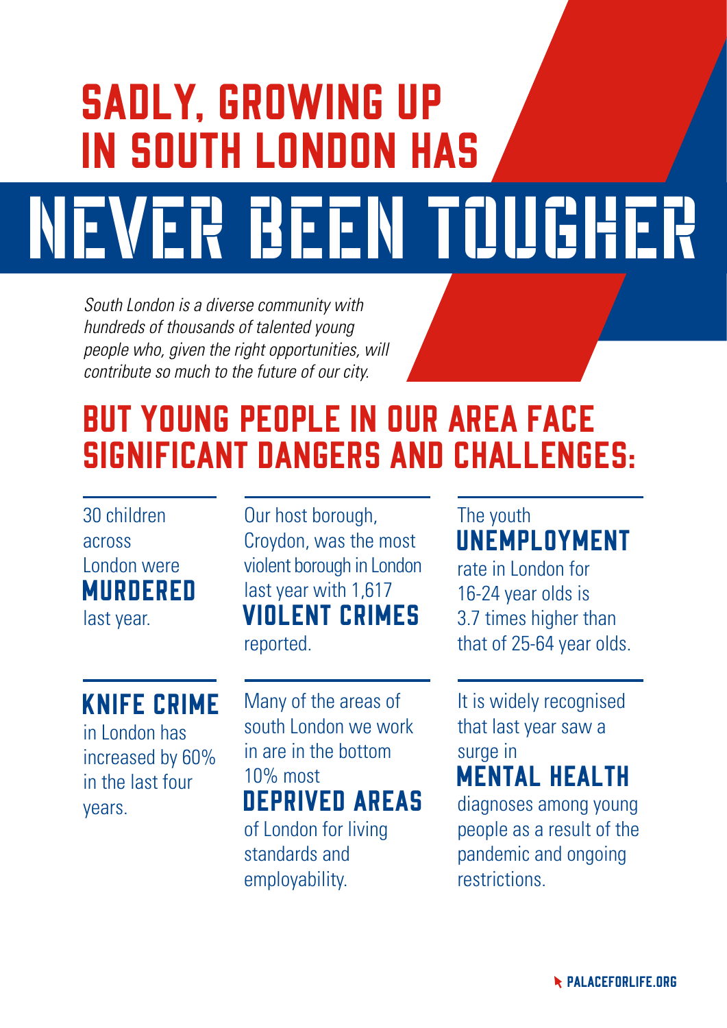# SADLY, GROWING UP IN SOUTH LONDON HAS NEVER BEEN TOUGHER

*South London is a diverse community with hundreds of thousands of talented young people who, given the right opportunities, will contribute so much to the future of our city.*

## BUT YOUNG PEOPLE IN OUR AREA FACE SIGNIFICANT DANGERS AND CHALLENGES:

30 children across London were **MURDERED** last year.

Our host borough, Croydon, was the most violent borough in London last year with 1,617 **VIOLENT CRIMES** reported.

The youth **UNEMPLOYMENT** rate in London for 16-24 year olds is 3.7 times higher than that of 25-64 year olds.

**KNIFE CRIME** in London has increased by 60% in the last four years.

Many of the areas of south London we work in are in the bottom 10% most **DEPRIVED AREAS** of London for living standards and employability.

It is widely recognised that last year saw a surge in **MENTAL HEALTH** diagnoses among young people as a result of the pandemic and ongoing restrictions.

PALACEFORLIFE.ORG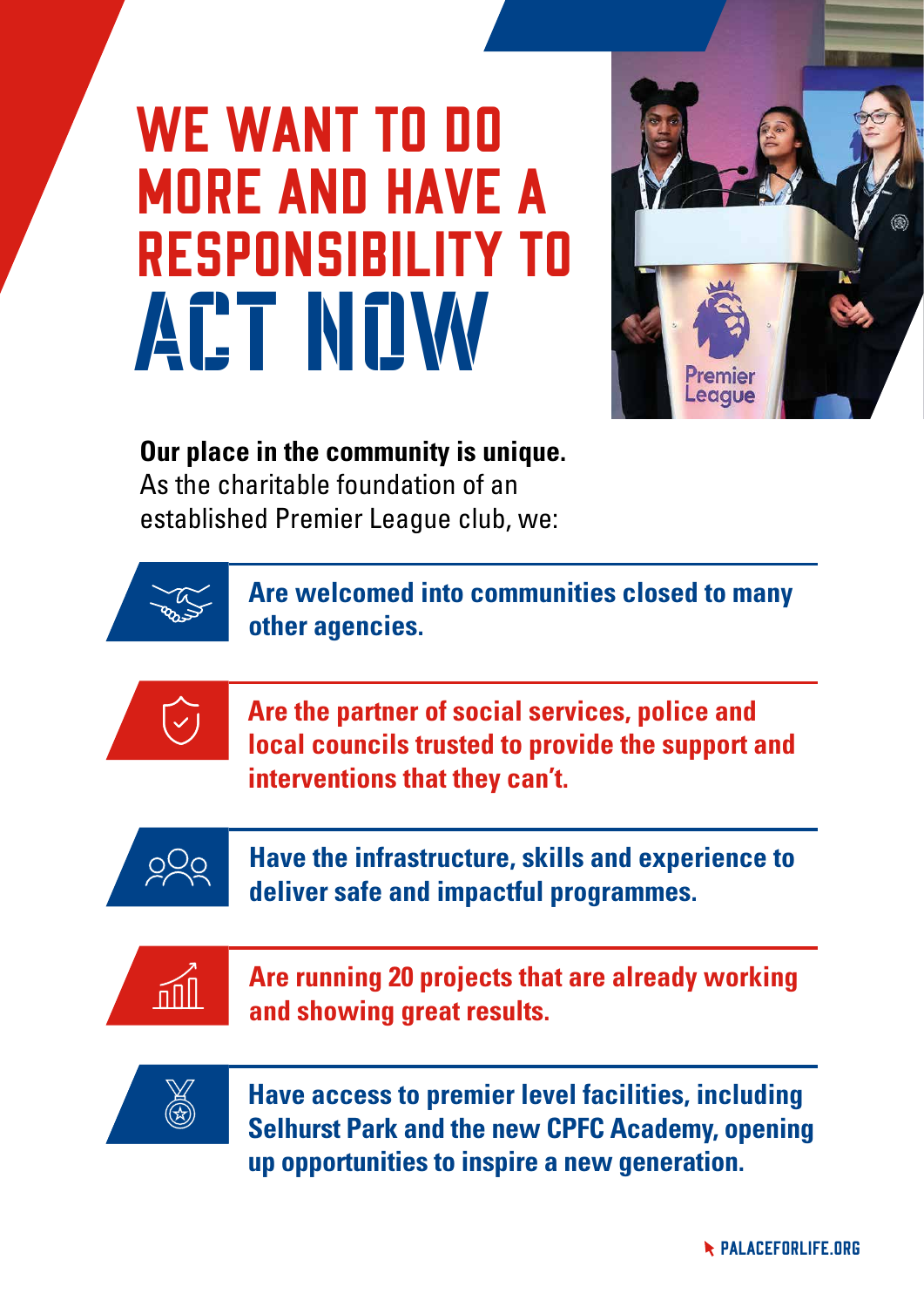# WE WANT TO DO MORE AND HAVE A RESPONSIBILITY TO ACT NOW

**Our place in the community is unique.** As the charitable foundation of an established Premier League club, we:

- **Are welcomed into communities closed to many other agencies.**
- **Are the partner of social services, police and local councils trusted to provide the support and interventions that they can't.**
- **Have the infrastructure, skills and experience to deliver safe and impactful programmes.**
- **Are running 20 projects that are already working and showing great results.**
- **Have access to premier level facilities, including Selhurst Park and the new CPFC Academy, opening up opportunities to inspire a new generation.**

PALACEFORLIFE.ORG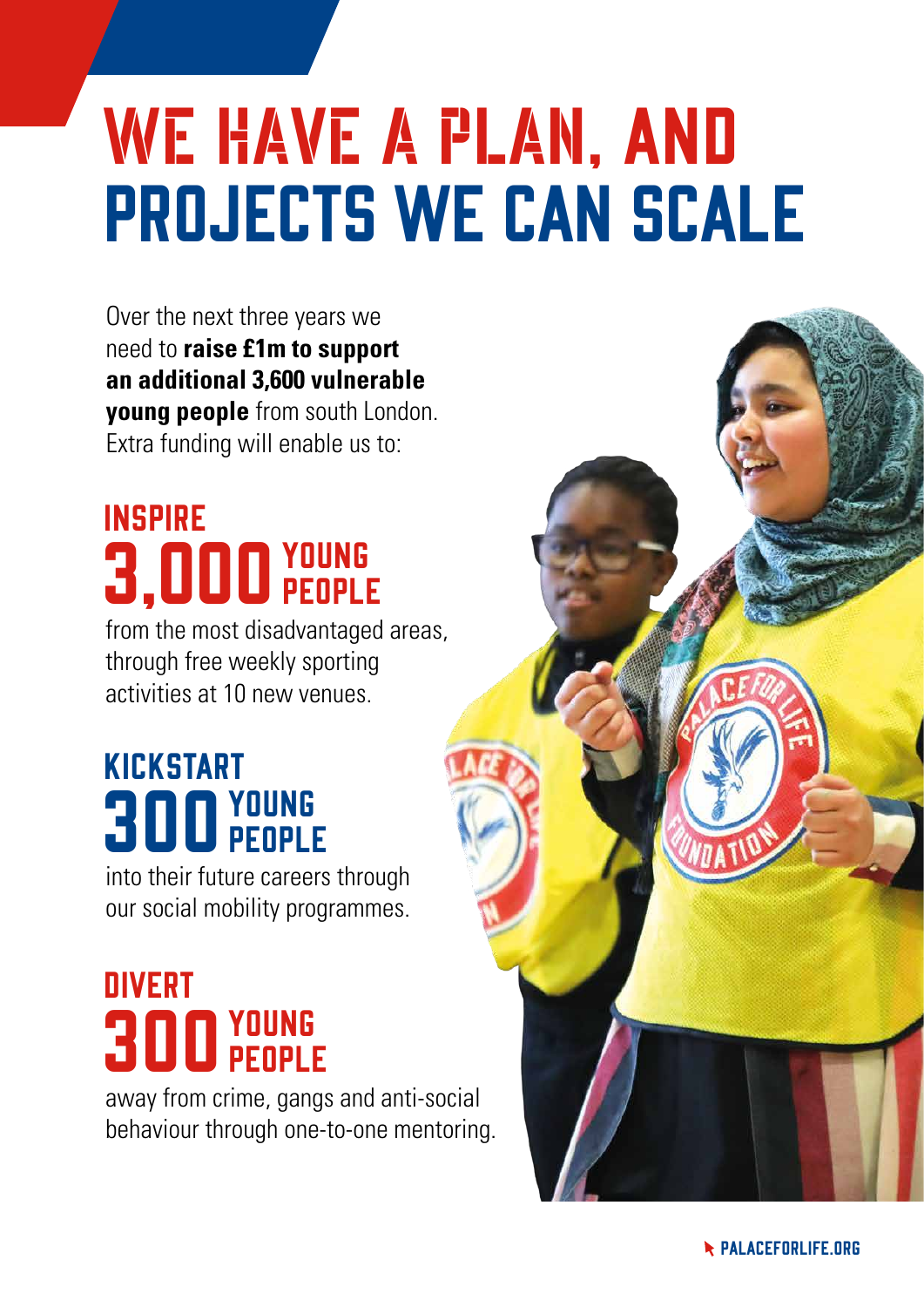# WE HAVE A PLAN, AND PROJECTS WE CAN SCALE

Over the next three years we need to **raise £1m to support an additional 3,600 vulnerable young people** from south London. Extra funding will enable us to:

## INSPIRE 3,000 YOUNG PEOPLE

from the most disadvantaged areas, through free weekly sporting activities at 10 new venues.

## KICKSTART 300 YOUNG PEOPLE

into their future careers through our social mobility programmes.

## DIVERT 300 YOUNG PEOPLE

away from crime, gangs and anti-social behaviour through one-to-one mentoring.

PALACEFORLIFE.ORG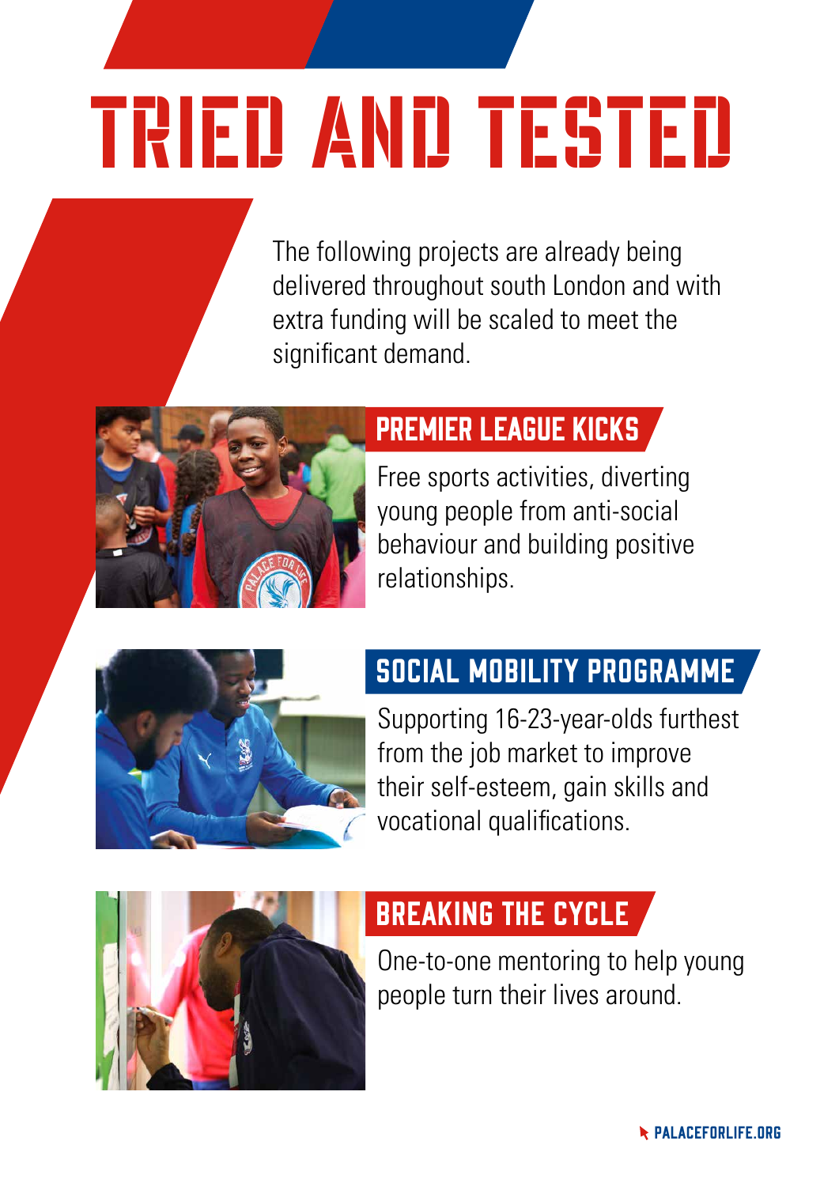# TRIED AND TESTED

The following projects are already being delivered throughout south London and with extra funding will be scaled to meet the significant demand.

## PREMIER LEAGUE KICKS

Free sports activities, diverting young people from anti-social behaviour and building positive relationships.

## SOCIAL MOBILITY PROGRAMME

Supporting 16-23-year-olds furthest from the job market to improve their self-esteem, gain skills and vocational qualifications.

## BREAKING THE CYCLE

One-to-one mentoring to help young people turn their lives around.

PALACEFORLIFE.ORG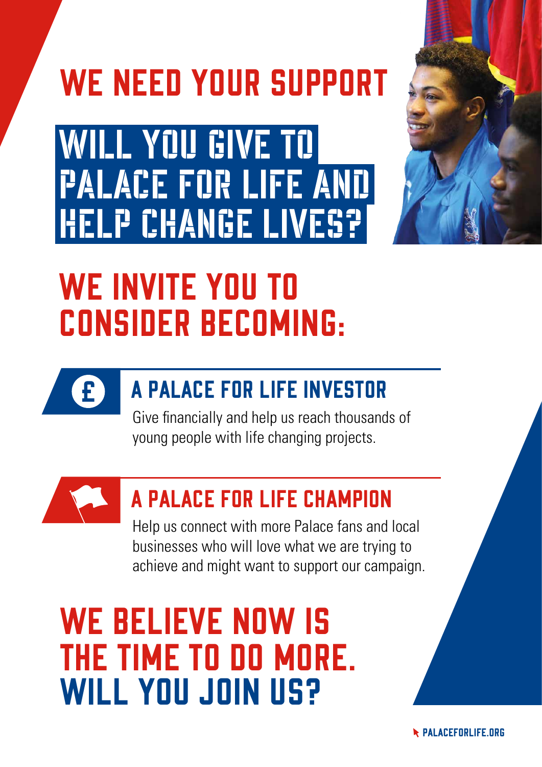# WE NEED YOUR SUPPORT

## WILL YOU GIVE TO PALACE FOR LIFE AND HELP CHANGE LIVES?

# WE INVITE YOU TO CONSIDER BECOMING:

### A PALACE FOR LIFE INVESTOR

Give financially and help us reach thousands of young people with life changing projects.

### A PALACE FOR LIFE CHAMPION

Help us connect with more Palace fans and local businesses who will love what we are trying to achieve and might want to support our campaign.

# WE BELIEVE NOW IS THE TIME TO DO MORE. WILL YOU JOIN US?

PALACEFORLIFE.ORG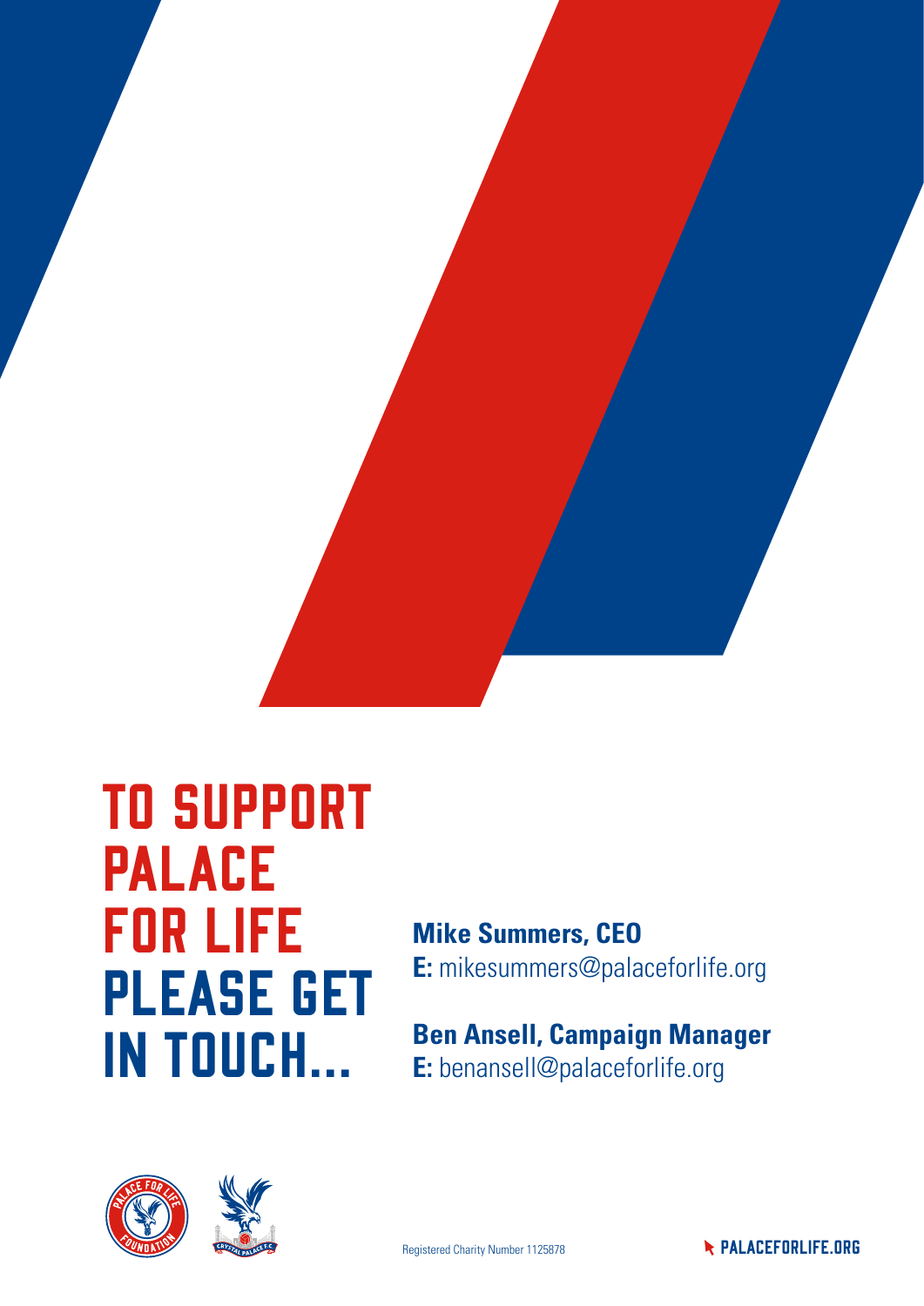# TO SUPPORT PALACE FOR LIFE PLEASE GET IN TOUCH...

**Mike Summers, CEO**
**E:** mikesummers@palaceforlife.org

**Ben Ansell, Campaign Manager**
**E:** benansell@palaceforlife.org

Registered Charity Number 1125878

PALACEFORLIFE.ORG